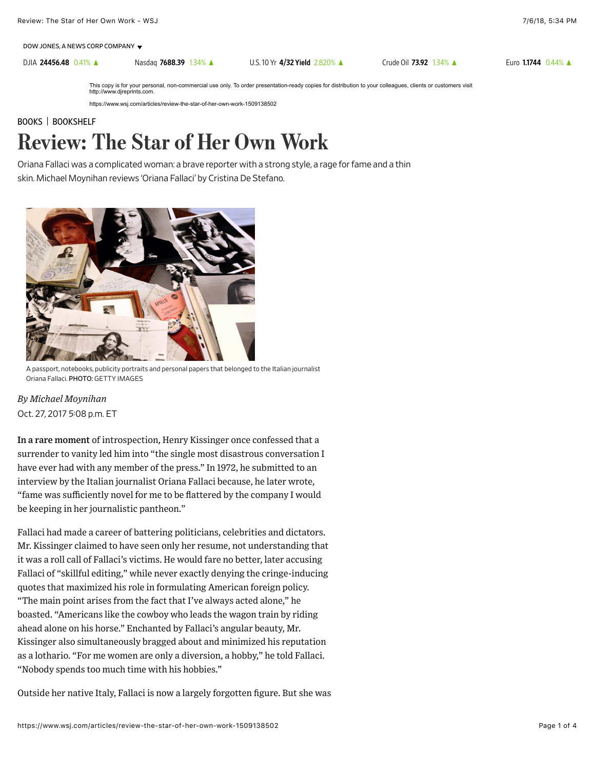BOOKS | BOOKSHELF

# Review: The Star of Her Own Work

Oriana Fallaci was a complicated woman: a brave reporter with a strong style, a rage for fame and a thin skin. Michael Moynihan reviews 'Oriana Fallaci' by Cristina De Stefano.

A passport, notebooks, publicity portraits and personal papers that belonged to the Italian journalist Oriana Fallaci. PHOTO: GETTY IMAGES

*By Michael Moynihan*

Oct. 27, 2017 5:08 p.m. ET

**In a rare moment** of introspection, Henry Kissinger once confessed that a surrender to vanity led him into "the single most disastrous conversation I have ever had with any member of the press." In 1972, he submitted to an interview by the Italian journalist Oriana Fallaci because, he later wrote, "fame was sufficiently novel for me to be flattered by the company I would be keeping in her journalistic pantheon."

Fallaci had made a career of battering politicians, celebrities and dictators. Mr. Kissinger claimed to have seen only her resume, not understanding that it was a roll call of Fallaci's victims. He would fare no better, later accusing Fallaci of "skillful editing," while never exactly denying the cringe-inducing quotes that maximized his role in formulating American foreign policy. "The main point arises from the fact that I've always acted alone," he boasted. "Americans like the cowboy who leads the wagon train by riding ahead alone on his horse." Enchanted by Fallaci's angular beauty, Mr. Kissinger also simultaneously bragged about and minimized his reputation as a lothario. "For me women are only a diversion, a hobby," he told Fallaci. "Nobody spends too much time with his hobbies."

Outside her native Italy, Fallaci is now a largely forgotten figure. But she was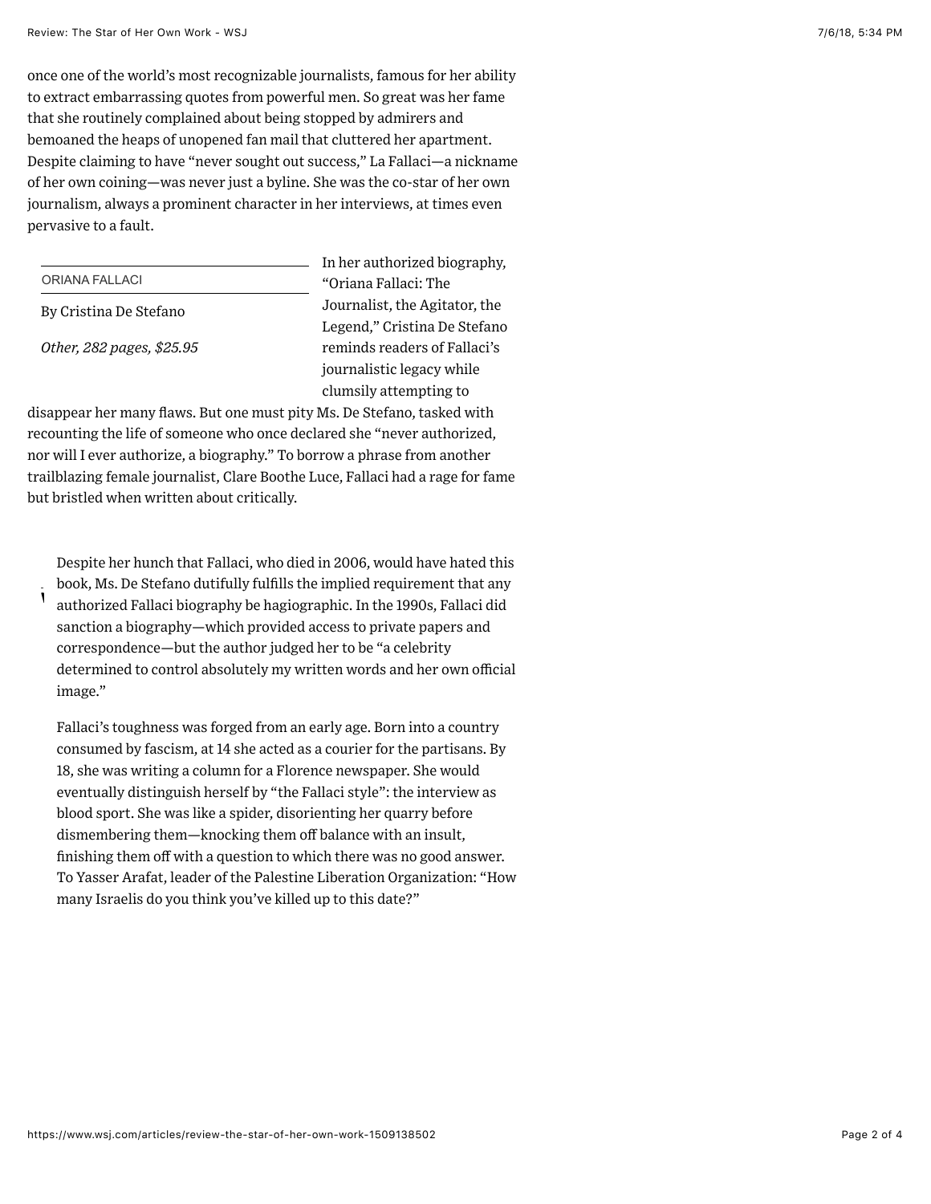once one of the world's most recognizable journalists, famous for her ability to extract embarrassing quotes from powerful men. So great was her fame that she routinely complained about being stopped by admirers and bemoaned the heaps of unopened fan mail that cluttered her apartment. Despite claiming to have "never sought out success," La Fallaci—a nickname of her own coining—was never just a byline. She was the co-star of her own journalism, always a prominent character in her interviews, at times even pervasive to a fault.

ORIANA FALLACI

By Cristina De Stefano

*Other, 282 pages, $25.95*

In her authorized biography, "Oriana Fallaci: The Journalist, the Agitator, the Legend," Cristina De Stefano reminds readers of Fallaci's journalistic legacy while clumsily attempting to disappear her many flaws. But one must pity Ms. De Stefano, tasked with recounting the life of someone who once declared she "never authorized, nor will I ever authorize, a biography." To borrow a phrase from another trailblazing female journalist, Clare Boothe Luce, Fallaci had a rage for fame but bristled when written about critically.

Despite her hunch that Fallaci, who died in 2006, would have hated this book, Ms. De Stefano dutifully fulfills the implied requirement that any authorized Fallaci biography be hagiographic. In the 1990s, Fallaci did sanction a biography—which provided access to private papers and correspondence—but the author judged her to be "a celebrity determined to control absolutely my written words and her own official image."

Fallaci's toughness was forged from an early age. Born into a country consumed by fascism, at 14 she acted as a courier for the partisans. By 18, she was writing a column for a Florence newspaper. She would eventually distinguish herself by "the Fallaci style": the interview as blood sport. She was like a spider, disorienting her quarry before dismembering them—knocking them off balance with an insult, finishing them off with a question to which there was no good answer. To Yasser Arafat, leader of the Palestine Liberation Organization: "How many Israelis do you think you've killed up to this date?"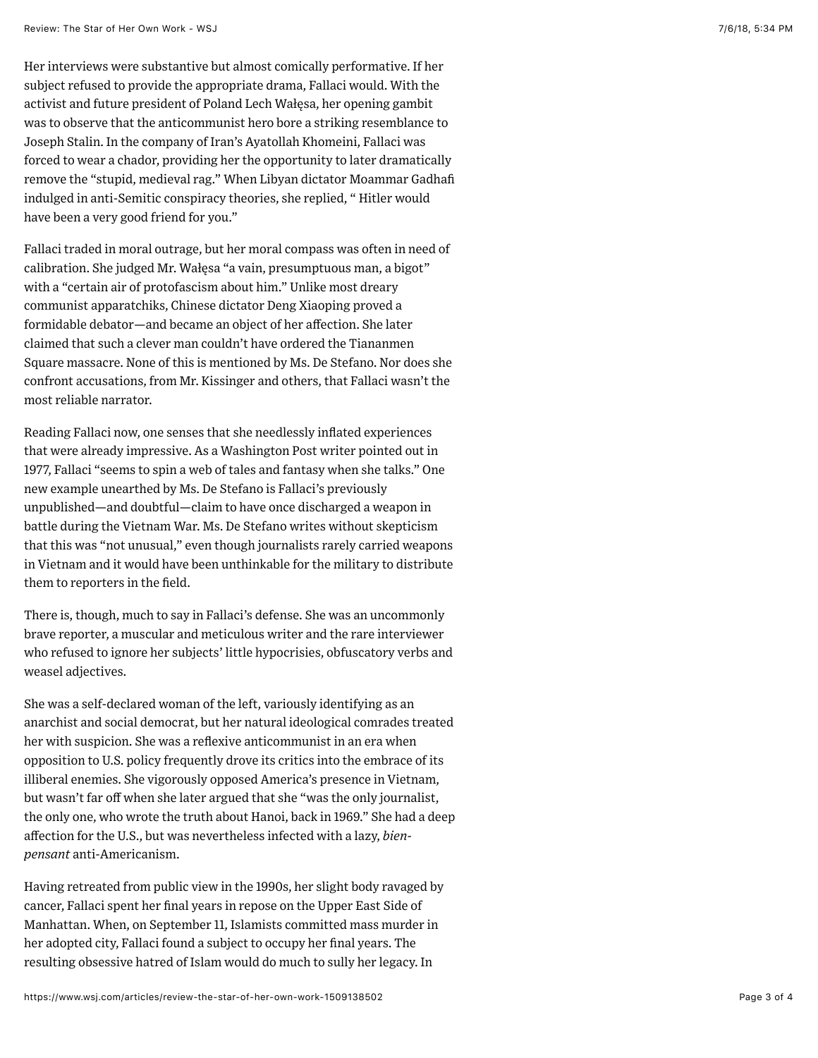Her interviews were substantive but almost comically performative. If her subject refused to provide the appropriate drama, Fallaci would. With the activist and future president of Poland Lech Wałęsa, her opening gambit was to observe that the anticommunist hero bore a striking resemblance to Joseph Stalin. In the company of Iran's Ayatollah Khomeini, Fallaci was forced to wear a chador, providing her the opportunity to later dramatically remove the "stupid, medieval rag." When Libyan dictator Moammar Gadhafi indulged in anti-Semitic conspiracy theories, she replied, " Hitler would have been a very good friend for you."

Fallaci traded in moral outrage, but her moral compass was often in need of calibration. She judged Mr. Wałęsa "a vain, presumptuous man, a bigot" with a "certain air of protofascism about him." Unlike most dreary communist apparatchiks, Chinese dictator Deng Xiaoping proved a formidable debator—and became an object of her affection. She later claimed that such a clever man couldn't have ordered the Tiananmen Square massacre. None of this is mentioned by Ms. De Stefano. Nor does she confront accusations, from Mr. Kissinger and others, that Fallaci wasn't the most reliable narrator.

Reading Fallaci now, one senses that she needlessly inflated experiences that were already impressive. As a Washington Post writer pointed out in 1977, Fallaci "seems to spin a web of tales and fantasy when she talks." One new example unearthed by Ms. De Stefano is Fallaci's previously unpublished—and doubtful—claim to have once discharged a weapon in battle during the Vietnam War. Ms. De Stefano writes without skepticism that this was "not unusual," even though journalists rarely carried weapons in Vietnam and it would have been unthinkable for the military to distribute them to reporters in the field.

There is, though, much to say in Fallaci's defense. She was an uncommonly brave reporter, a muscular and meticulous writer and the rare interviewer who refused to ignore her subjects' little hypocrisies, obfuscatory verbs and weasel adjectives.

She was a self-declared woman of the left, variously identifying as an anarchist and social democrat, but her natural ideological comrades treated her with suspicion. She was a reflexive anticommunist in an era when opposition to U.S. policy frequently drove its critics into the embrace of its illiberal enemies. She vigorously opposed America's presence in Vietnam, but wasn't far off when she later argued that she "was the only journalist, the only one, who wrote the truth about Hanoi, back in 1969." She had a deep affection for the U.S., but was nevertheless infected with a lazy, *bien-pensant* anti-Americanism.

Having retreated from public view in the 1990s, her slight body ravaged by cancer, Fallaci spent her final years in repose on the Upper East Side of Manhattan. When, on September 11, Islamists committed mass murder in her adopted city, Fallaci found a subject to occupy her final years. The resulting obsessive hatred of Islam would do much to sully her legacy. In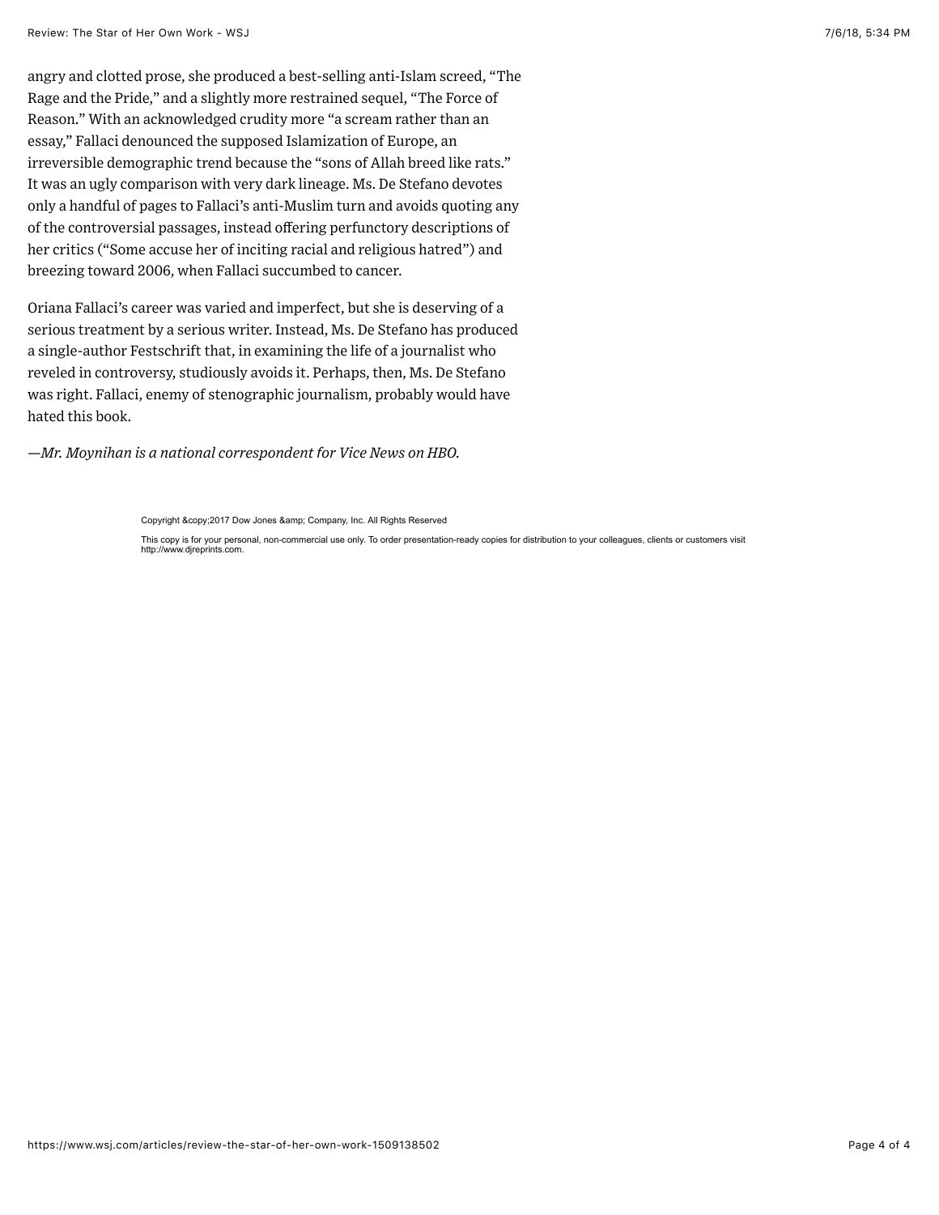angry and clotted prose, she produced a best-selling anti-Islam screed, "The Rage and the Pride," and a slightly more restrained sequel, "The Force of Reason." With an acknowledged crudity more "a scream rather than an essay," Fallaci denounced the supposed Islamization of Europe, an irreversible demographic trend because the "sons of Allah breed like rats." It was an ugly comparison with very dark lineage. Ms. De Stefano devotes only a handful of pages to Fallaci's anti-Muslim turn and avoids quoting any of the controversial passages, instead offering perfunctory descriptions of her critics ("Some accuse her of inciting racial and religious hatred") and breezing toward 2006, when Fallaci succumbed to cancer.

Oriana Fallaci's career was varied and imperfect, but she is deserving of a serious treatment by a serious writer. Instead, Ms. De Stefano has produced a single-author Festschrift that, in examining the life of a journalist who reveled in controversy, studiously avoids it. Perhaps, then, Ms. De Stefano was right. Fallaci, enemy of stenographic journalism, probably would have hated this book.

*—Mr. Moynihan is a national correspondent for Vice News on HBO.*

Copyright &copy;2017 Dow Jones &amp; Company, Inc. All Rights Reserved

This copy is for your personal, non-commercial use only. To order presentation-ready copies for distribution to your colleagues, clients or customers visit http://www.djreprints.com.